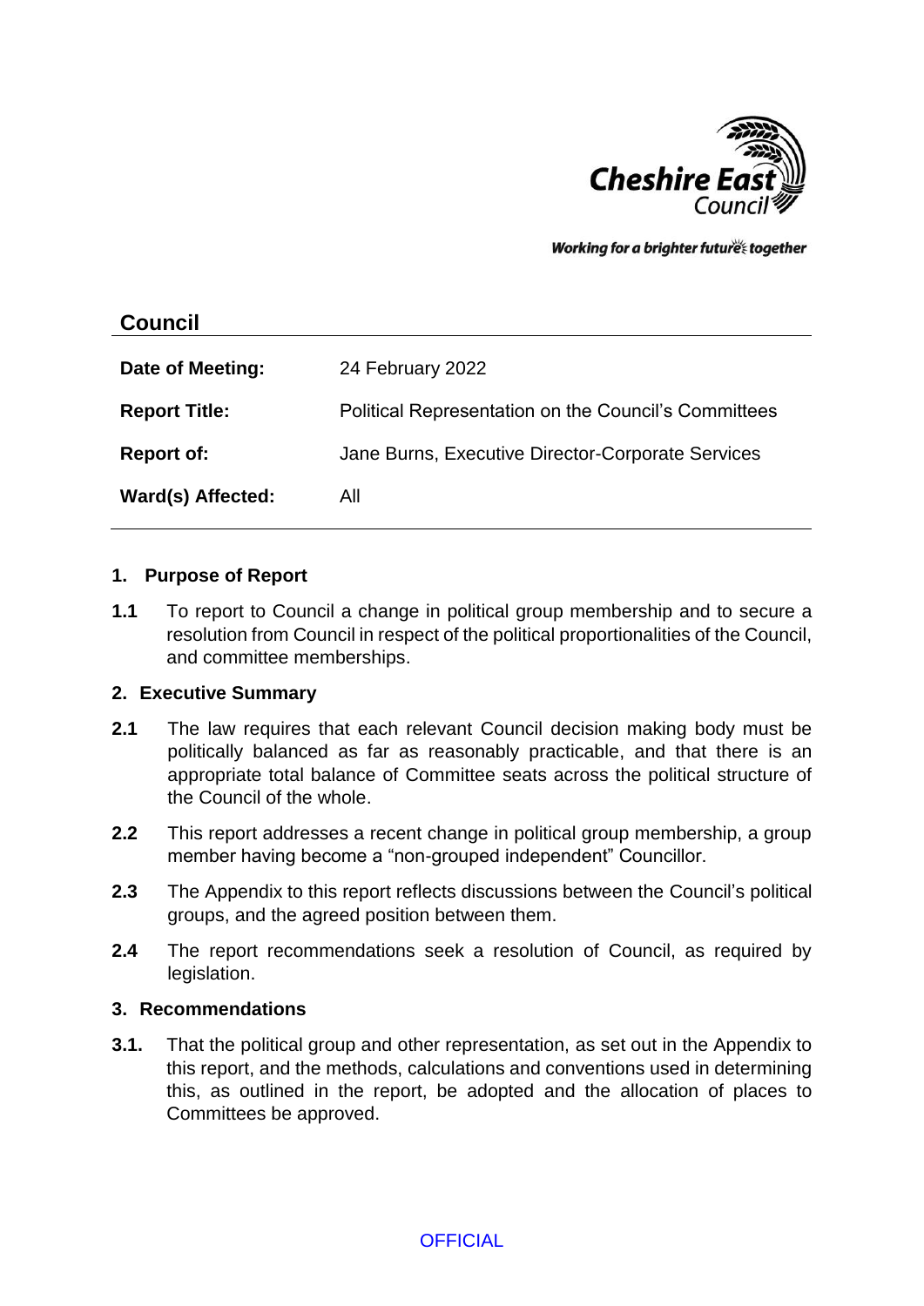Cheshire East Council

*Working for a brighter future together*

## Council

| | |
|---|---|
| **Date of Meeting:** | 24 February 2022 |
| **Report Title:** | Political Representation on the Council's Committees |
| **Report of:** | Jane Burns, Executive Director-Corporate Services |
| **Ward(s) Affected:** | All |

### 1. Purpose of Report

**1.1** To report to Council a change in political group membership and to secure a resolution from Council in respect of the political proportionalities of the Council, and committee memberships.

### 2. Executive Summary

**2.1** The law requires that each relevant Council decision making body must be politically balanced as far as reasonably practicable, and that there is an appropriate total balance of Committee seats across the political structure of the Council of the whole.

**2.2** This report addresses a recent change in political group membership, a group member having become a "non-grouped independent" Councillor.

**2.3** The Appendix to this report reflects discussions between the Council's political groups, and the agreed position between them.

**2.4** The report recommendations seek a resolution of Council, as required by legislation.

### 3. Recommendations

**3.1.** That the political group and other representation, as set out in the Appendix to this report, and the methods, calculations and conventions used in determining this, as outlined in the report, be adopted and the allocation of places to Committees be approved.

OFFICIAL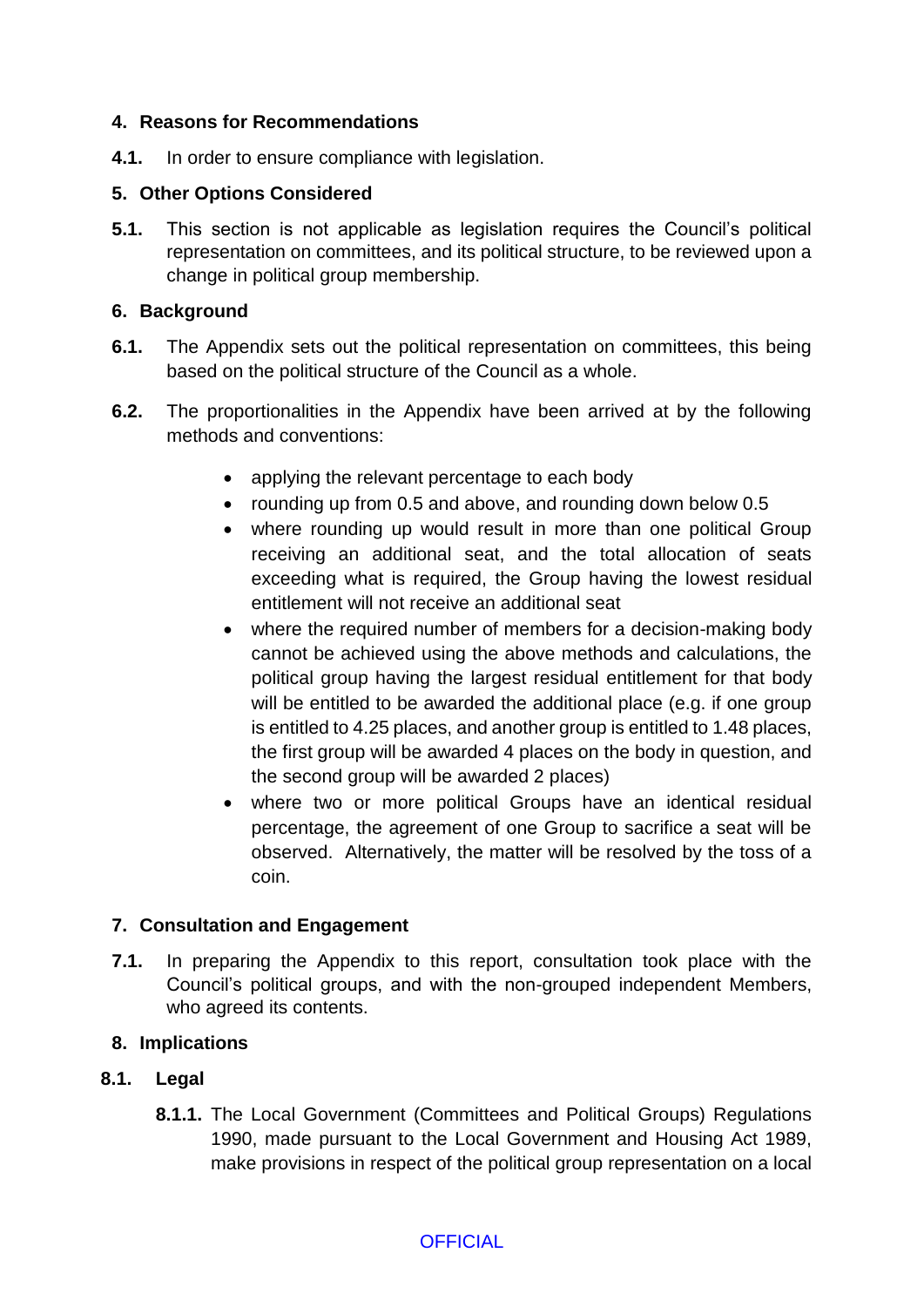## 4. Reasons for Recommendations

**4.1.** In order to ensure compliance with legislation.

## 5. Other Options Considered

**5.1.** This section is not applicable as legislation requires the Council's political representation on committees, and its political structure, to be reviewed upon a change in political group membership.

## 6. Background

**6.1.** The Appendix sets out the political representation on committees, this being based on the political structure of the Council as a whole.

**6.2.** The proportionalities in the Appendix have been arrived at by the following methods and conventions:

- applying the relevant percentage to each body
- rounding up from 0.5 and above, and rounding down below 0.5
- where rounding up would result in more than one political Group receiving an additional seat, and the total allocation of seats exceeding what is required, the Group having the lowest residual entitlement will not receive an additional seat
- where the required number of members for a decision-making body cannot be achieved using the above methods and calculations, the political group having the largest residual entitlement for that body will be entitled to be awarded the additional place (e.g. if one group is entitled to 4.25 places, and another group is entitled to 1.48 places, the first group will be awarded 4 places on the body in question, and the second group will be awarded 2 places)
- where two or more political Groups have an identical residual percentage, the agreement of one Group to sacrifice a seat will be observed. Alternatively, the matter will be resolved by the toss of a coin.

## 7. Consultation and Engagement

**7.1.** In preparing the Appendix to this report, consultation took place with the Council's political groups, and with the non-grouped independent Members, who agreed its contents.

## 8. Implications

### 8.1. Legal

**8.1.1.** The Local Government (Committees and Political Groups) Regulations 1990, made pursuant to the Local Government and Housing Act 1989, make provisions in respect of the political group representation on a local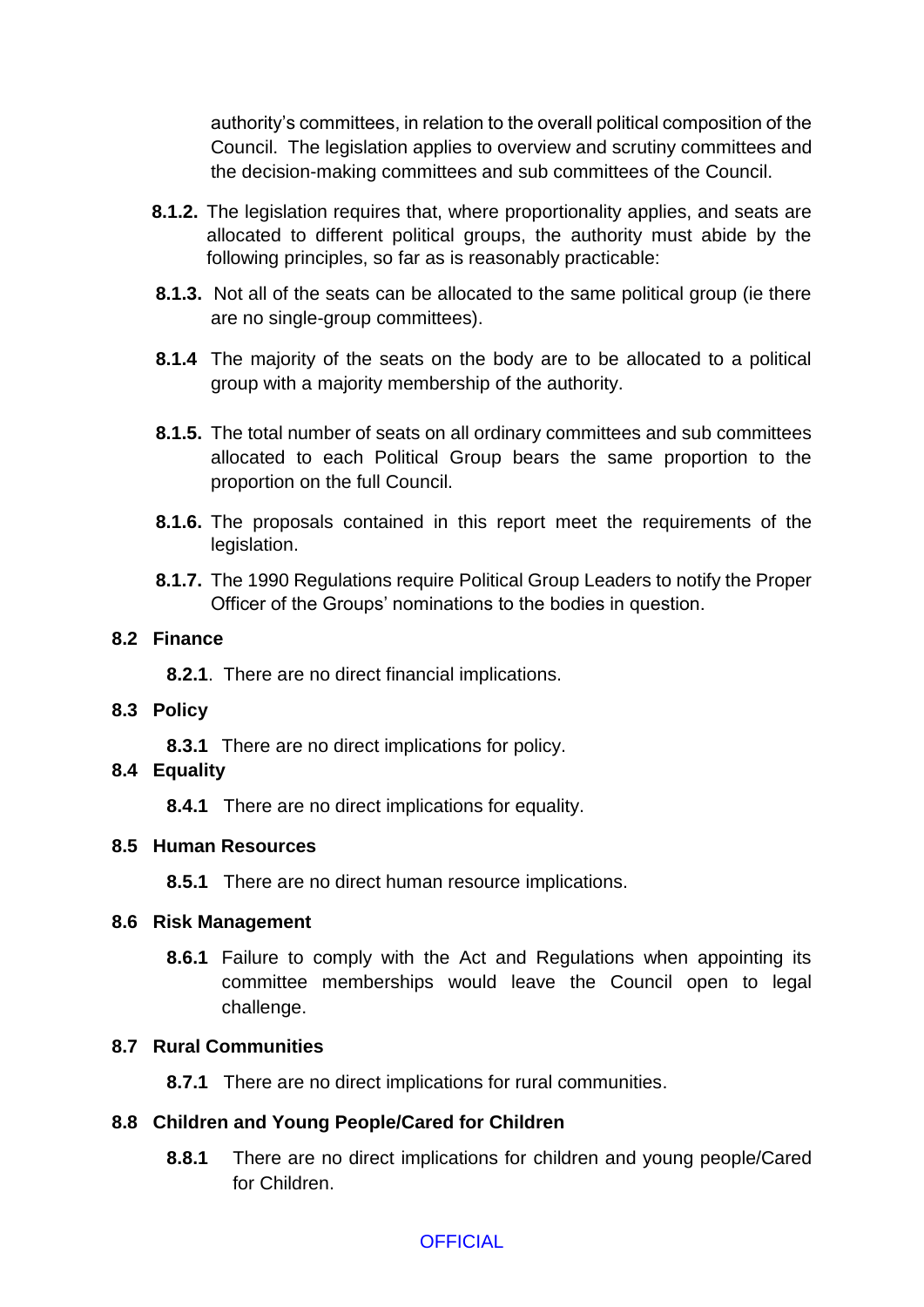authority's committees, in relation to the overall political composition of the Council. The legislation applies to overview and scrutiny committees and the decision-making committees and sub committees of the Council.

**8.1.2.** The legislation requires that, where proportionality applies, and seats are allocated to different political groups, the authority must abide by the following principles, so far as is reasonably practicable:

**8.1.3.** Not all of the seats can be allocated to the same political group (ie there are no single-group committees).

**8.1.4** The majority of the seats on the body are to be allocated to a political group with a majority membership of the authority.

**8.1.5.** The total number of seats on all ordinary committees and sub committees allocated to each Political Group bears the same proportion to the proportion on the full Council.

**8.1.6.** The proposals contained in this report meet the requirements of the legislation.

**8.1.7.** The 1990 Regulations require Political Group Leaders to notify the Proper Officer of the Groups' nominations to the bodies in question.

**8.2 Finance**

**8.2.1**. There are no direct financial implications.

**8.3 Policy**

**8.3.1** There are no direct implications for policy.

**8.4 Equality**

**8.4.1** There are no direct implications for equality.

**8.5 Human Resources**

**8.5.1** There are no direct human resource implications.

**8.6 Risk Management**

**8.6.1** Failure to comply with the Act and Regulations when appointing its committee memberships would leave the Council open to legal challenge.

**8.7 Rural Communities**

**8.7.1** There are no direct implications for rural communities.

**8.8 Children and Young People/Cared for Children**

**8.8.1** There are no direct implications for children and young people/Cared for Children.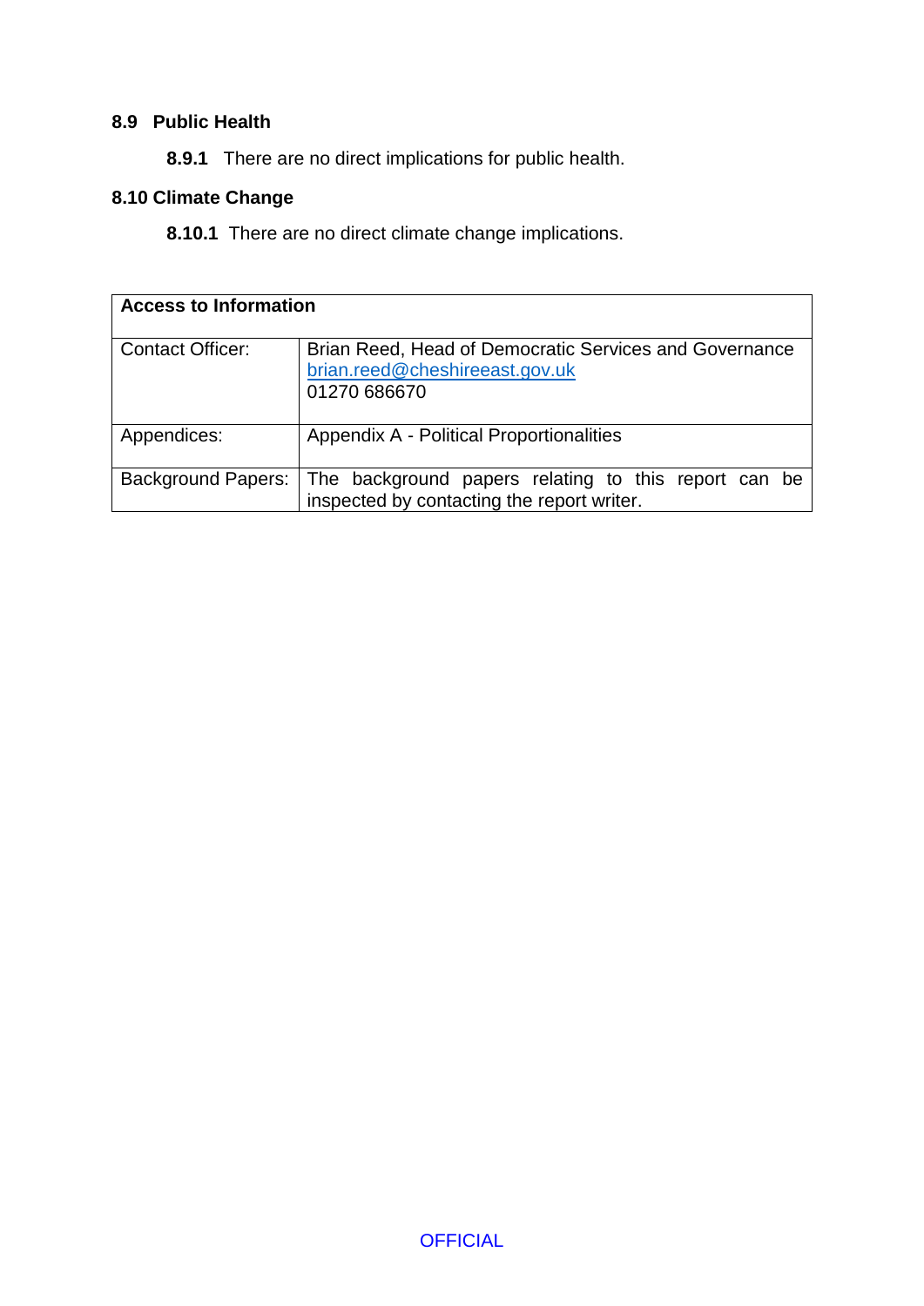### 8.9 Public Health

**8.9.1** There are no direct implications for public health.

### 8.10 Climate Change

**8.10.1** There are no direct climate change implications.

| **Access to Information** | |
|---|---|
| Contact Officer: | Brian Reed, Head of Democratic Services and Governance<br>brian.reed@cheshireeast.gov.uk<br>01270 686670 |
| Appendices: | Appendix A - Political Proportionalities |
| Background Papers: | The background papers relating to this report can be inspected by contacting the report writer. |